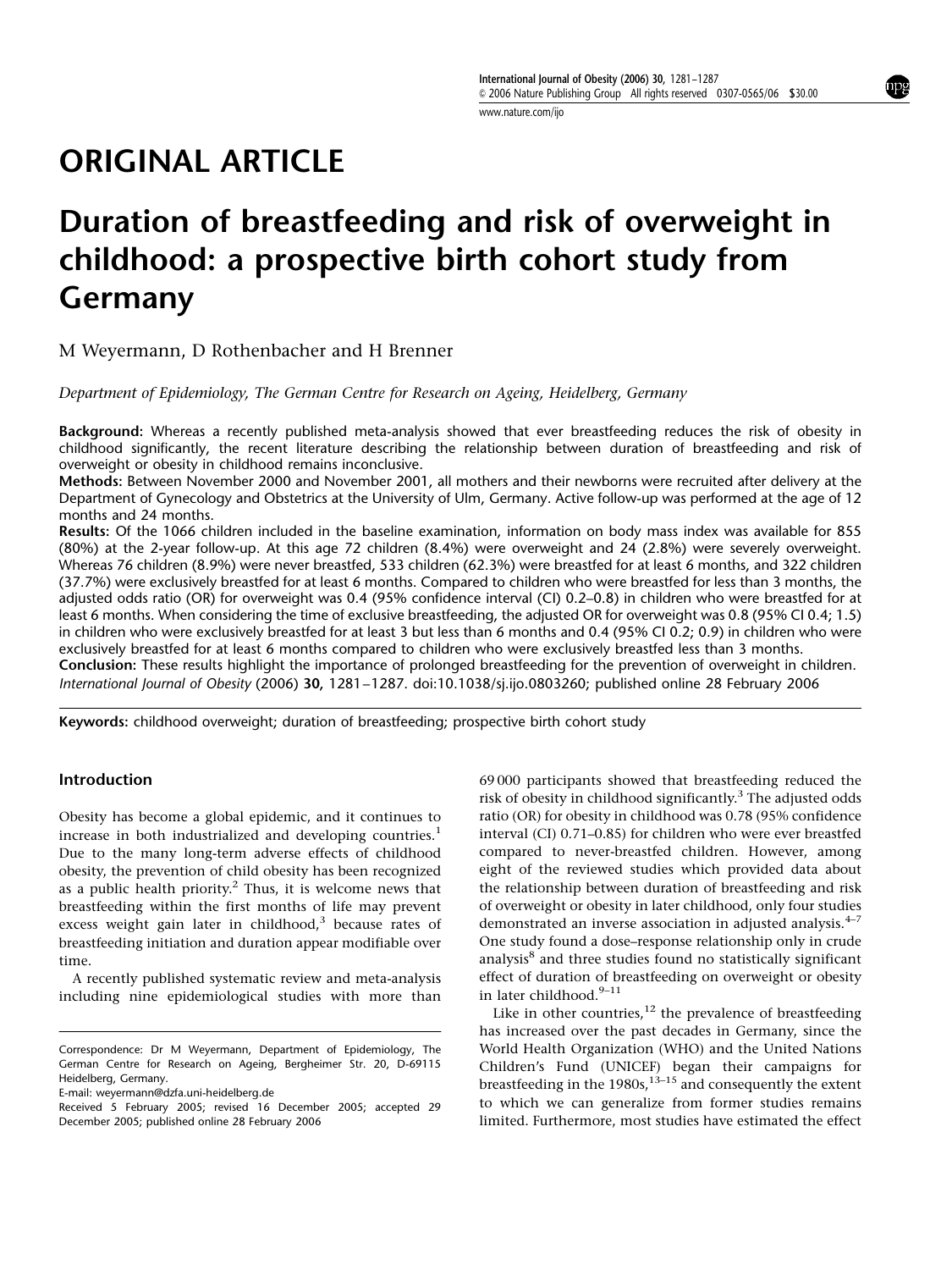# ORIGINAL ARTICLE

# Duration of breastfeeding and risk of overweight in childhood: a prospective birth cohort study from Germany

M Weyermann, D Rothenbacher and H Brenner

*Department of Epidemiology, The German Centre for Research on Ageing, Heidelberg, Germany*

**Background:** Whereas a recently published meta-analysis showed that ever breastfeeding reduces the risk of obesity in childhood significantly, the recent literature describing the relationship between duration of breastfeeding and risk of overweight or obesity in childhood remains inconclusive.

**Methods:** Between November 2000 and November 2001, all mothers and their newborns were recruited after delivery at the Department of Gynecology and Obstetrics at the University of Ulm, Germany. Active follow-up was performed at the age of 12 months and 24 months.

**Results:** Of the 1066 children included in the baseline examination, information on body mass index was available for 855 (80%) at the 2-year follow-up. At this age 72 children (8.4%) were overweight and 24 (2.8%) were severely overweight. Whereas 76 children (8.9%) were never breastfed, 533 children (62.3%) were breastfed for at least 6 months, and 322 children (37.7%) were exclusively breastfed for at least 6 months. Compared to children who were breastfed for less than 3 months, the adjusted odds ratio (OR) for overweight was 0.4 (95% confidence interval (CI) 0.2–0.8) in children who were breastfed for at least 6 months. When considering the time of exclusive breastfeeding, the adjusted OR for overweight was 0.8 (95% CI 0.4; 1.5) in children who were exclusively breastfed for at least 3 but less than 6 months and 0.4 (95% CI 0.2; 0.9) in children who were exclusively breastfed for at least 6 months compared to children who were exclusively breastfed less than 3 months.

**Conclusion:** These results highlight the importance of prolonged breastfeeding for the prevention of overweight in children.

*International Journal of Obesity* (2006) **30**, 1281–1287. doi:10.1038/sj.ijo.0803260; published online 28 February 2006

**Keywords:** childhood overweight; duration of breastfeeding; prospective birth cohort study

## Introduction

Obesity has become a global epidemic, and it continues to increase in both industrialized and developing countries.[1] Due to the many long-term adverse effects of childhood obesity, the prevention of child obesity has been recognized as a public health priority.[2] Thus, it is welcome news that breastfeeding within the first months of life may prevent excess weight gain later in childhood,[3] because rates of breastfeeding initiation and duration appear modifiable over time.

A recently published systematic review and meta-analysis including nine epidemiological studies with more than 69 000 participants showed that breastfeeding reduced the risk of obesity in childhood significantly.[3] The adjusted odds ratio (OR) for obesity in childhood was 0.78 (95% confidence interval (CI) 0.71–0.85) for children who were ever breastfed compared to never-breastfed children. However, among eight of the reviewed studies which provided data about the relationship between duration of breastfeeding and risk of overweight or obesity in later childhood, only four studies demonstrated an inverse association in adjusted analysis.[4–7] One study found a dose–response relationship only in crude analysis[8] and three studies found no statistically significant effect of duration of breastfeeding on overweight or obesity in later childhood.[9–11]

Like in other countries,[12] the prevalence of breastfeeding has increased over the past decades in Germany, since the World Health Organization (WHO) and the United Nations Children's Fund (UNICEF) began their campaigns for breastfeeding in the 1980s,[13–15] and consequently the extent to which we can generalize from former studies remains limited. Furthermore, most studies have estimated the effect

---

Correspondence: Dr M Weyermann, Department of Epidemiology, The German Centre for Research on Ageing, Bergheimer Str. 20, D-69115 Heidelberg, Germany.
E-mail: weyermann@dzfa.uni-heidelberg.de
Received 5 February 2005; revised 16 December 2005; accepted 29 December 2005; published online 28 February 2006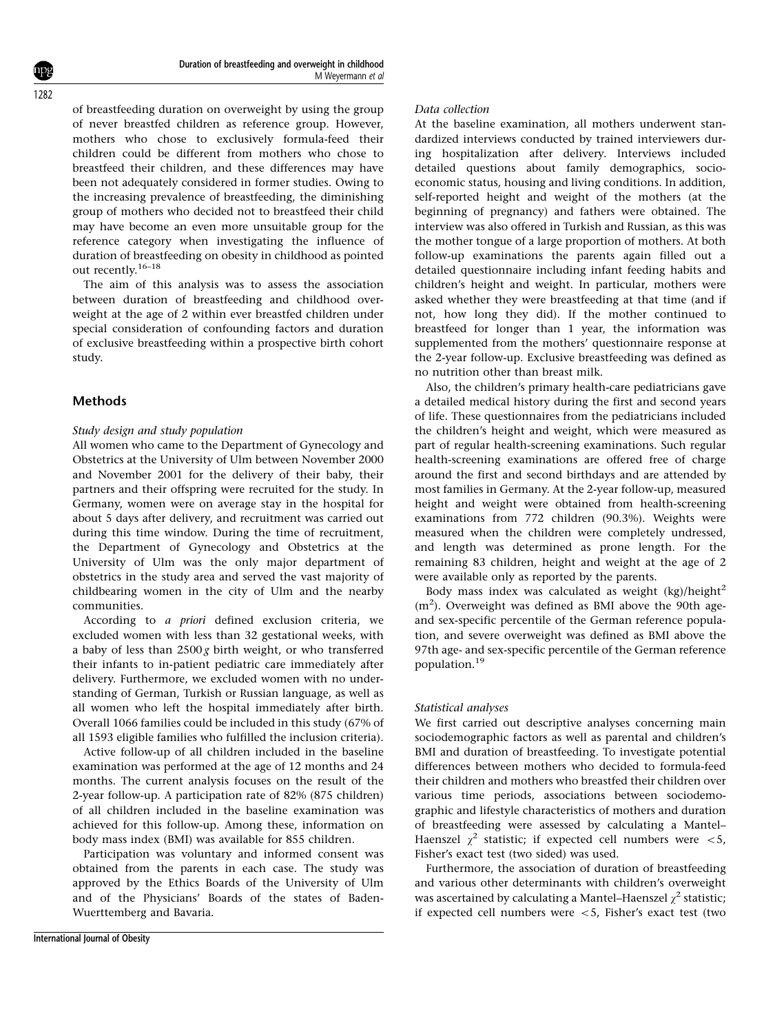of breastfeeding duration on overweight by using the group of never breastfed children as reference group. However, mothers who chose to exclusively formula-feed their children could be different from mothers who chose to breastfeed their children, and these differences may have been not adequately considered in former studies. Owing to the increasing prevalence of breastfeeding, the diminishing group of mothers who decided not to breastfeed their child may have become an even more unsuitable group for the reference category when investigating the influence of duration of breastfeeding on obesity in childhood as pointed out recently.[16–18]

The aim of this analysis was to assess the association between duration of breastfeeding and childhood overweight at the age of 2 within ever breastfed children under special consideration of confounding factors and duration of exclusive breastfeeding within a prospective birth cohort study.

## Methods

### *Study design and study population*

All women who came to the Department of Gynecology and Obstetrics at the University of Ulm between November 2000 and November 2001 for the delivery of their baby, their partners and their offspring were recruited for the study. In Germany, women were on average stay in the hospital for about 5 days after delivery, and recruitment was carried out during this time window. During the time of recruitment, the Department of Gynecology and Obstetrics at the University of Ulm was the only major department of obstetrics in the study area and served the vast majority of childbearing women in the city of Ulm and the nearby communities.

According to *a priori* defined exclusion criteria, we excluded women with less than 32 gestational weeks, with a baby of less than 2500 *g* birth weight, or who transferred their infants to in-patient pediatric care immediately after delivery. Furthermore, we excluded women with no understanding of German, Turkish or Russian language, as well as all women who left the hospital immediately after birth. Overall 1066 families could be included in this study (67% of all 1593 eligible families who fulfilled the inclusion criteria).

Active follow-up of all children included in the baseline examination was performed at the age of 12 months and 24 months. The current analysis focuses on the result of the 2-year follow-up. A participation rate of 82% (875 children) of all children included in the baseline examination was achieved for this follow-up. Among these, information on body mass index (BMI) was available for 855 children.

Participation was voluntary and informed consent was obtained from the parents in each case. The study was approved by the Ethics Boards of the University of Ulm and of the Physicians' Boards of the states of Baden-Wuerttemberg and Bavaria.

### *Data collection*

At the baseline examination, all mothers underwent standardized interviews conducted by trained interviewers during hospitalization after delivery. Interviews included detailed questions about family demographics, socioeconomic status, housing and living conditions. In addition, self-reported height and weight of the mothers (at the beginning of pregnancy) and fathers were obtained. The interview was also offered in Turkish and Russian, as this was the mother tongue of a large proportion of mothers. At both follow-up examinations the parents again filled out a detailed questionnaire including infant feeding habits and children's height and weight. In particular, mothers were asked whether they were breastfeeding at that time (and if not, how long they did). If the mother continued to breastfeed for longer than 1 year, the information was supplemented from the mothers' questionnaire response at the 2-year follow-up. Exclusive breastfeeding was defined as no nutrition other than breast milk.

Also, the children's primary health-care pediatricians gave a detailed medical history during the first and second years of life. These questionnaires from the pediatricians included the children's height and weight, which were measured as part of regular health-screening examinations. Such regular health-screening examinations are offered free of charge around the first and second birthdays and are attended by most families in Germany. At the 2-year follow-up, measured height and weight were obtained from health-screening examinations from 772 children (90.3%). Weights were measured when the children were completely undressed, and length was determined as prone length. For the remaining 83 children, height and weight at the age of 2 were available only as reported by the parents.

Body mass index was calculated as weight (kg)/height$^2$ (m$^2$). Overweight was defined as BMI above the 90th age- and sex-specific percentile of the German reference population, and severe overweight was defined as BMI above the 97th age- and sex-specific percentile of the German reference population.[19]

### *Statistical analyses*

We first carried out descriptive analyses concerning main sociodemographic factors as well as parental and children's BMI and duration of breastfeeding. To investigate potential differences between mothers who decided to formula-feed their children and mothers who breastfed their children over various time periods, associations between sociodemographic and lifestyle characteristics of mothers and duration of breastfeeding were assessed by calculating a Mantel–Haenszel $\chi^2$ statistic; if expected cell numbers were $<5$, Fisher's exact test (two sided) was used.

Furthermore, the association of duration of breastfeeding and various other determinants with children's overweight was ascertained by calculating a Mantel–Haenszel $\chi^2$ statistic; if expected cell numbers were $<5$, Fisher's exact test (two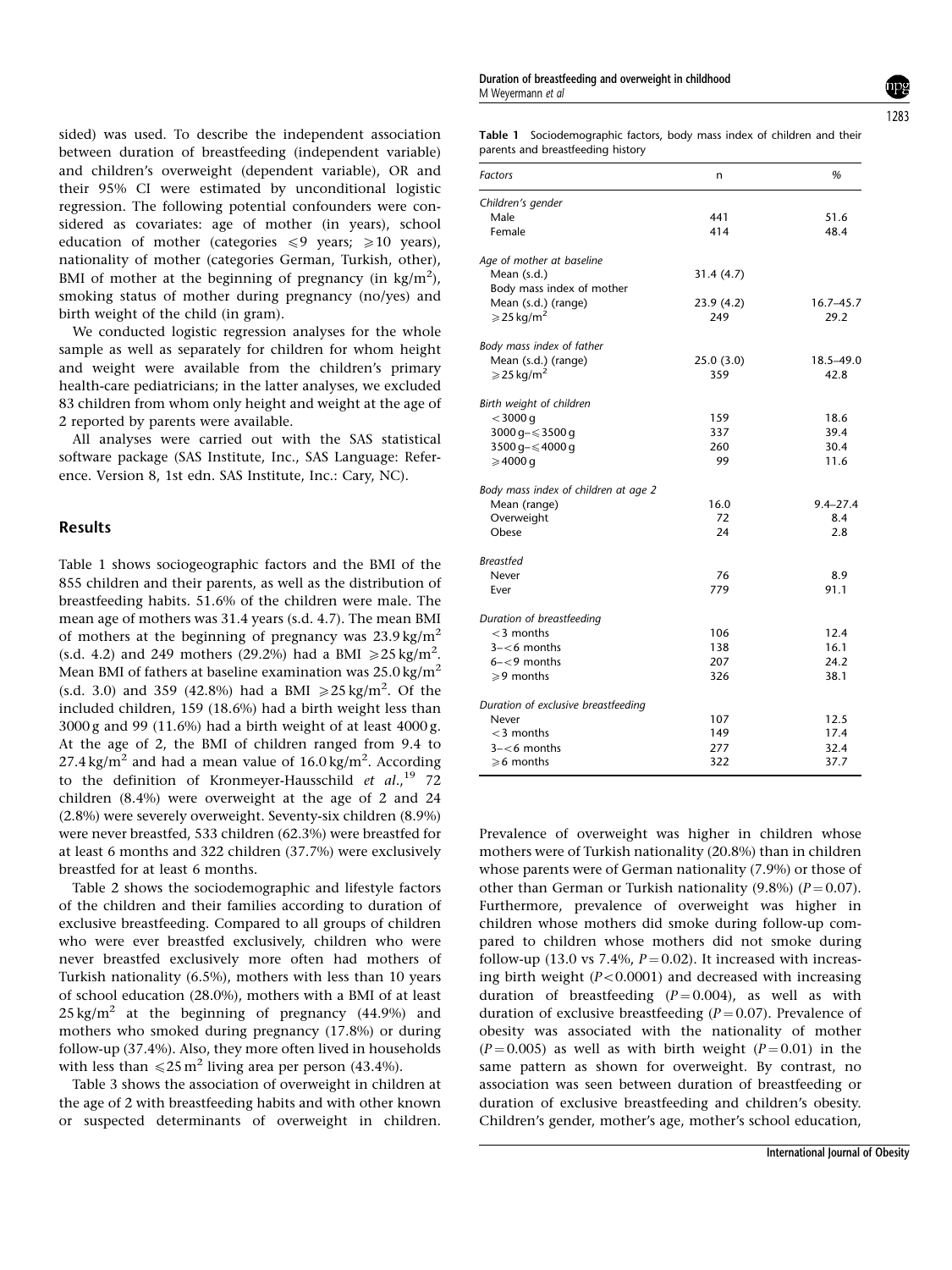sided) was used. To describe the independent association between duration of breastfeeding (independent variable) and children's overweight (dependent variable), OR and their 95% CI were estimated by unconditional logistic regression. The following potential confounders were considered as covariates: age of mother (in years), school education of mother (categories ⩽9 years; ⩾10 years), nationality of mother (categories German, Turkish, other), BMI of mother at the beginning of pregnancy (in kg/m$^2$), smoking status of mother during pregnancy (no/yes) and birth weight of the child (in gram).

We conducted logistic regression analyses for the whole sample as well as separately for children for whom height and weight were available from the children's primary health-care pediatricians; in the latter analyses, we excluded 83 children from whom only height and weight at the age of 2 reported by parents were available.

All analyses were carried out with the SAS statistical software package (SAS Institute, Inc., SAS Language: Reference. Version 8, 1st edn. SAS Institute, Inc.: Cary, NC).

## Results

Table 1 shows sociogeographic factors and the BMI of the 855 children and their parents, as well as the distribution of breastfeeding habits. 51.6% of the children were male. The mean age of mothers was 31.4 years (s.d. 4.7). The mean BMI of mothers at the beginning of pregnancy was 23.9 kg/m$^2$ (s.d. 4.2) and 249 mothers (29.2%) had a BMI ⩾25 kg/m$^2$. Mean BMI of fathers at baseline examination was 25.0 kg/m$^2$ (s.d. 3.0) and 359 (42.8%) had a BMI ⩾25 kg/m$^2$. Of the included children, 159 (18.6%) had a birth weight less than 3000 g and 99 (11.6%) had a birth weight of at least 4000 g. At the age of 2, the BMI of children ranged from 9.4 to 27.4 kg/m$^2$ and had a mean value of 16.0 kg/m$^2$. According to the definition of Kronmeyer-Hausschild *et al.*,[19] 72 children (8.4%) were overweight at the age of 2 and 24 (2.8%) were severely overweight. Seventy-six children (8.9%) were never breastfed, 533 children (62.3%) were breastfed for at least 6 months and 322 children (37.7%) were exclusively breastfed for at least 6 months.

Table 2 shows the sociodemographic and lifestyle factors of the children and their families according to duration of exclusive breastfeeding. Compared to all groups of children who were ever breastfed exclusively, children who were never breastfed exclusively more often had mothers of Turkish nationality (6.5%), mothers with less than 10 years of school education (28.0%), mothers with a BMI of at least 25 kg/m$^2$ at the beginning of pregnancy (44.9%) and mothers who smoked during pregnancy (17.8%) or during follow-up (37.4%). Also, they more often lived in households with less than ⩽25 m$^2$ living area per person (43.4%).

Table 3 shows the association of overweight in children at the age of 2 with breastfeeding habits and with other known or suspected determinants of overweight in children. Prevalence of overweight was higher in children whose mothers were of Turkish nationality (20.8%) than in children whose parents were of German nationality (7.9%) or those of other than German or Turkish nationality (9.8%) ($P = 0.07$). Furthermore, prevalence of overweight was higher in children whose mothers did smoke during follow-up compared to children whose mothers did not smoke during follow-up (13.0 vs 7.4%, $P = 0.02$). It increased with increasing birth weight ($P < 0.0001$) and decreased with increasing duration of breastfeeding ($P = 0.004$), as well as with duration of exclusive breastfeeding ($P = 0.07$). Prevalence of obesity was associated with the nationality of mother ($P = 0.005$) as well as with birth weight ($P = 0.01$) in the same pattern as shown for overweight. By contrast, no association was seen between duration of breastfeeding or duration of exclusive breastfeeding and children's obesity. Children's gender, mother's age, mother's school education,

**Table 1** Sociodemographic factors, body mass index of children and their parents and breastfeeding history

| *Factors* | n | % |
|---|---|---|
| *Children's gender* | | |
| Male | 441 | 51.6 |
| Female | 414 | 48.4 |
| *Age of mother at baseline* | | |
| Mean (s.d.) | 31.4 (4.7) | |
| Body mass index of mother | | |
| Mean (s.d.) (range) | 23.9 (4.2) | 16.7–45.7 |
| ⩾25 kg/m$^2$ | 249 | 29.2 |
| *Body mass index of father* | | |
| Mean (s.d.) (range) | 25.0 (3.0) | 18.5–49.0 |
| ⩾25 kg/m$^2$ | 359 | 42.8 |
| *Birth weight of children* | | |
| <3000 g | 159 | 18.6 |
| 3000 g–⩽3500 g | 337 | 39.4 |
| 3500 g–⩽4000 g | 260 | 30.4 |
| ⩾4000 g | 99 | 11.6 |
| *Body mass index of children at age 2* | | |
| Mean (range) | 16.0 | 9.4–27.4 |
| Overweight | 72 | 8.4 |
| Obese | 24 | 2.8 |
| *Breastfed* | | |
| Never | 76 | 8.9 |
| Ever | 779 | 91.1 |
| *Duration of breastfeeding* | | |
| <3 months | 106 | 12.4 |
| 3–<6 months | 138 | 16.1 |
| 6–<9 months | 207 | 24.2 |
| ⩾9 months | 326 | 38.1 |
| *Duration of exclusive breastfeeding* | | |
| Never | 107 | 12.5 |
| <3 months | 149 | 17.4 |
| 3–<6 months | 277 | 32.4 |
| ⩾6 months | 322 | 37.7 |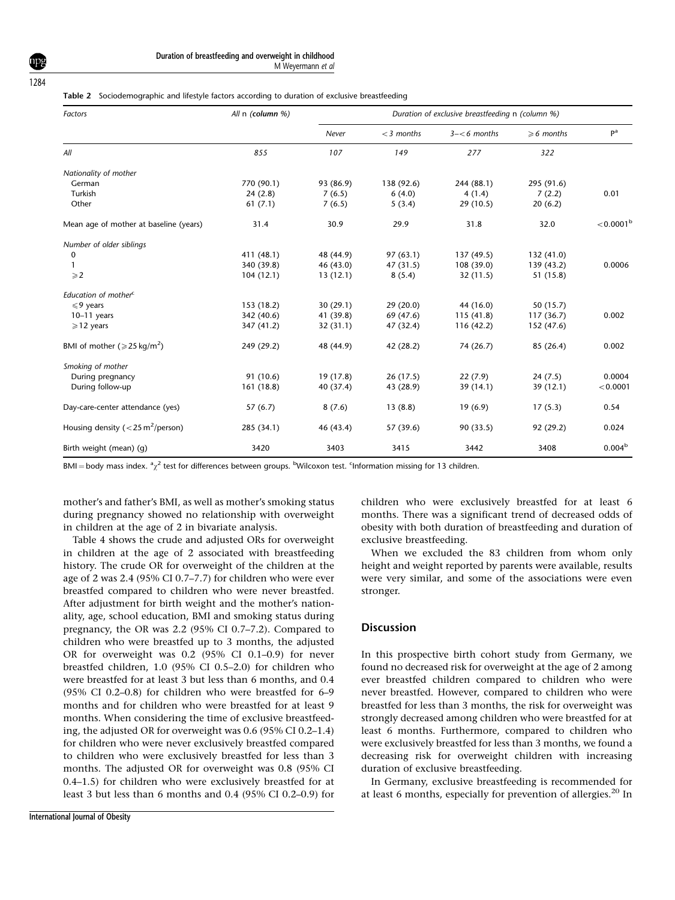**Table 2** Sociodemographic and lifestyle factors according to duration of exclusive breastfeeding

| *Factors* | *All* n *(column %)* | *Duration of exclusive breastfeeding* n *(column %)* | | | | |
|---|---|---|---|---|---|---|
| | | *Never* | *<3 months* | *3–<6 months* | *⩾6 months* | P[a] |
| *All* | *855* | *107* | *149* | *277* | *322* | |
| *Nationality of mother* | | | | | | |
| German | 770 (90.1) | 93 (86.9) | 138 (92.6) | 244 (88.1) | 295 (91.6) | |
| Turkish | 24 (2.8) | 7 (6.5) | 6 (4.0) | 4 (1.4) | 7 (2.2) | 0.01 |
| Other | 61 (7.1) | 7 (6.5) | 5 (3.4) | 29 (10.5) | 20 (6.2) | |
| Mean age of mother at baseline (years) | 31.4 | 30.9 | 29.9 | 31.8 | 32.0 | <0.0001[b] |
| *Number of older siblings* | | | | | | |
| 0 | 411 (48.1) | 48 (44.9) | 97 (63.1) | 137 (49.5) | 132 (41.0) | |
| 1 | 340 (39.8) | 46 (43.0) | 47 (31.5) | 108 (39.0) | 139 (43.2) | 0.0006 |
| ⩾2 | 104 (12.1) | 13 (12.1) | 8 (5.4) | 32 (11.5) | 51 (15.8) | |
| *Education of mother*[c] | | | | | | |
| ⩽9 years | 153 (18.2) | 30 (29.1) | 29 (20.0) | 44 (16.0) | 50 (15.7) | |
| 10–11 years | 342 (40.6) | 41 (39.8) | 69 (47.6) | 115 (41.8) | 117 (36.7) | 0.002 |
| ⩾12 years | 347 (41.2) | 32 (31.1) | 47 (32.4) | 116 (42.2) | 152 (47.6) | |
| BMI of mother (⩾25 kg/m$^2$) | 249 (29.2) | 48 (44.9) | 42 (28.2) | 74 (26.7) | 85 (26.4) | 0.002 |
| *Smoking of mother* | | | | | | |
| During pregnancy | 91 (10.6) | 19 (17.8) | 26 (17.5) | 22 (7.9) | 24 (7.5) | 0.0004 |
| During follow-up | 161 (18.8) | 40 (37.4) | 43 (28.9) | 39 (14.1) | 39 (12.1) | <0.0001 |
| Day-care-center attendance (yes) | 57 (6.7) | 8 (7.6) | 13 (8.8) | 19 (6.9) | 17 (5.3) | 0.54 |
| Housing density (<25 m$^2$/person) | 285 (34.1) | 46 (43.4) | 57 (39.6) | 90 (33.5) | 92 (29.2) | 0.024 |
| Birth weight (mean) (g) | 3420 | 3403 | 3415 | 3442 | 3408 | 0.004[b] |

BMI = body mass index. [a]$\chi^2$ test for differences between groups. [b]Wilcoxon test. [c]Information missing for 13 children.

mother's and father's BMI, as well as mother's smoking status during pregnancy showed no relationship with overweight in children at the age of 2 in bivariate analysis.

Table 4 shows the crude and adjusted ORs for overweight in children at the age of 2 associated with breastfeeding history. The crude OR for overweight of the children at the age of 2 was 2.4 (95% CI 0.7–7.7) for children who were ever breastfed compared to children who were never breastfed. After adjustment for birth weight and the mother's nationality, age, school education, BMI and smoking status during pregnancy, the OR was 2.2 (95% CI 0.7–7.2). Compared to children who were breastfed up to 3 months, the adjusted OR for overweight was 0.2 (95% CI 0.1–0.9) for never breastfed children, 1.0 (95% CI 0.5–2.0) for children who were breastfed for at least 3 but less than 6 months, and 0.4 (95% CI 0.2–0.8) for children who were breastfed for 6–9 months and for children who were breastfed for at least 9 months. When considering the time of exclusive breastfeeding, the adjusted OR for overweight was 0.6 (95% CI 0.2–1.4) for children who were never exclusively breastfed compared to children who were exclusively breastfed for less than 3 months. The adjusted OR for overweight was 0.8 (95% CI 0.4–1.5) for children who were exclusively breastfed for at least 3 but less than 6 months and 0.4 (95% CI 0.2–0.9) for children who were exclusively breastfed for at least 6 months. There was a significant trend of decreased odds of obesity with both duration of breastfeeding and duration of exclusive breastfeeding.

When we excluded the 83 children from whom only height and weight reported by parents were available, results were very similar, and some of the associations were even stronger.

## Discussion

In this prospective birth cohort study from Germany, we found no decreased risk for overweight at the age of 2 among ever breastfed children compared to children who were never breastfed. However, compared to children who were breastfed for less than 3 months, the risk for overweight was strongly decreased among children who were breastfed for at least 6 months. Furthermore, compared to children who were exclusively breastfed for less than 3 months, we found a decreasing risk for overweight children with increasing duration of exclusive breastfeeding.

In Germany, exclusive breastfeeding is recommended for at least 6 months, especially for prevention of allergies.[20] In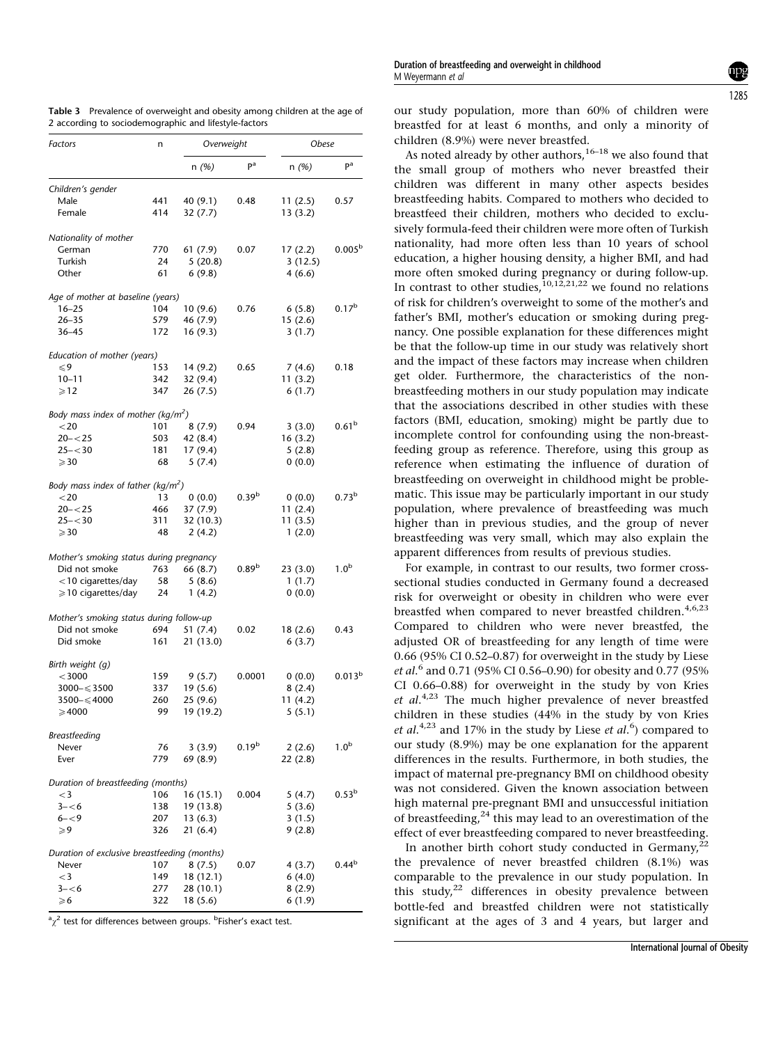**Table 3** Prevalence of overweight and obesity among children at the age of 2 according to sociodemographic and lifestyle-factors

| Factors | n | Overweight | | Obese | |
|---|---|---|---|---|---|
| | | n (%) | P[a] | n (%) | P[a] |
| *Children's gender* | | | | | |
| Male | 441 | 40 (9.1) | 0.48 | 11 (2.5) | 0.57 |
| Female | 414 | 32 (7.7) | | 13 (3.2) | |
| *Nationality of mother* | | | | | |
| German | 770 | 61 (7.9) | 0.07 | 17 (2.2) | 0.005[b] |
| Turkish | 24 | 5 (20.8) | | 3 (12.5) | |
| Other | 61 | 6 (9.8) | | 4 (6.6) | |
| *Age of mother at baseline (years)* | | | | | |
| 16–25 | 104 | 10 (9.6) | 0.76 | 6 (5.8) | 0.17[b] |
| 26–35 | 579 | 46 (7.9) | | 15 (2.6) | |
| 36–45 | 172 | 16 (9.3) | | 3 (1.7) | |
| *Education of mother (years)* | | | | | |
| ⩽9 | 153 | 14 (9.2) | 0.65 | 7 (4.6) | 0.18 |
| 10–11 | 342 | 32 (9.4) | | 11 (3.2) | |
| ⩾12 | 347 | 26 (7.5) | | 6 (1.7) | |
| *Body mass index of mother (kg/m$^2$)* | | | | | |
| <20 | 101 | 8 (7.9) | 0.94 | 3 (3.0) | 0.61[b] |
| 20–<25 | 503 | 42 (8.4) | | 16 (3.2) | |
| 25–<30 | 181 | 17 (9.4) | | 5 (2.8) | |
| ⩾30 | 68 | 5 (7.4) | | 0 (0.0) | |
| *Body mass index of father (kg/m$^2$)* | | | | | |
| <20 | 13 | 0 (0.0) | 0.39[b] | 0 (0.0) | 0.73[b] |
| 20–<25 | 466 | 37 (7.9) | | 11 (2.4) | |
| 25–<30 | 311 | 32 (10.3) | | 11 (3.5) | |
| ⩾30 | 48 | 2 (4.2) | | 1 (2.0) | |
| *Mother's smoking status during pregnancy* | | | | | |
| Did not smoke | 763 | 66 (8.7) | 0.89[b] | 23 (3.0) | 1.0[b] |
| <10 cigarettes/day | 58 | 5 (8.6) | | 1 (1.7) | |
| ⩾10 cigarettes/day | 24 | 1 (4.2) | | 0 (0.0) | |
| *Mother's smoking status during follow-up* | | | | | |
| Did not smoke | 694 | 51 (7.4) | 0.02 | 18 (2.6) | 0.43 |
| Did smoke | 161 | 21 (13.0) | | 6 (3.7) | |
| *Birth weight (g)* | | | | | |
| <3000 | 159 | 9 (5.7) | 0.0001 | 0 (0.0) | 0.013[b] |
| 3000–⩽3500 | 337 | 19 (5.6) | | 8 (2.4) | |
| 3500–⩽4000 | 260 | 25 (9.6) | | 11 (4.2) | |
| ⩾4000 | 99 | 19 (19.2) | | 5 (5.1) | |
| *Breastfeeding* | | | | | |
| Never | 76 | 3 (3.9) | 0.19[b] | 2 (2.6) | 1.0[b] |
| Ever | 779 | 69 (8.9) | | 22 (2.8) | |
| *Duration of breastfeeding (months)* | | | | | |
| <3 | 106 | 16 (15.1) | 0.004 | 5 (4.7) | 0.53[b] |
| 3–<6 | 138 | 19 (13.8) | | 5 (3.6) | |
| 6–<9 | 207 | 13 (6.3) | | 3 (1.5) | |
| ⩾9 | 326 | 21 (6.4) | | 9 (2.8) | |
| *Duration of exclusive breastfeeding (months)* | | | | | |
| Never | 107 | 8 (7.5) | 0.07 | 4 (3.7) | 0.44[b] |
| <3 | 149 | 18 (12.1) | | 6 (4.0) | |
| 3–<6 | 277 | 28 (10.1) | | 8 (2.9) | |
| ⩾6 | 322 | 18 (5.6) | | 6 (1.9) | |

[a]$\chi^2$ test for differences between groups. [b]Fisher's exact test.

our study population, more than 60% of children were breastfed for at least 6 months, and only a minority of children (8.9%) were never breastfed.

As noted already by other authors,[16–18] we also found that the small group of mothers who never breastfed their children was different in many other aspects besides breastfeeding habits. Compared to mothers who decided to breastfeed their children, mothers who decided to exclusively formula-feed their children were more often of Turkish nationality, had more often less than 10 years of school education, a higher housing density, a higher BMI, and had more often smoked during pregnancy or during follow-up. In contrast to other studies,[10,12,21,22] we found no relations of risk for children's overweight to some of the mother's and father's BMI, mother's education or smoking during pregnancy. One possible explanation for these differences might be that the follow-up time in our study was relatively short and the impact of these factors may increase when children get older. Furthermore, the characteristics of the non-breastfeeding mothers in our study population may indicate that the associations described in other studies with these factors (BMI, education, smoking) might be partly due to incomplete control for confounding using the non-breast-feeding group as reference. Therefore, using this group as reference when estimating the influence of duration of breastfeeding on overweight in childhood might be problematic. This issue may be particularly important in our study population, where prevalence of breastfeeding was much higher than in previous studies, and the group of never breastfeeding was very small, which may also explain the apparent differences from results of previous studies.

For example, in contrast to our results, two former cross-sectional studies conducted in Germany found a decreased risk for overweight or obesity in children who were ever breastfed when compared to never breastfed children.[4,6,23] Compared to children who were never breastfed, the adjusted OR of breastfeeding for any length of time were 0.66 (95% CI 0.52–0.87) for overweight in the study by Liese *et al.*[6] and 0.71 (95% CI 0.56–0.90) for obesity and 0.77 (95% CI 0.66–0.88) for overweight in the study by von Kries *et al.*[4,23] The much higher prevalence of never breastfed children in these studies (44% in the study by von Kries *et al.*[4,23] and 17% in the study by Liese *et al.*[6]) compared to our study (8.9%) may be one explanation for the apparent differences in the results. Furthermore, in both studies, the impact of maternal pre-pregnancy BMI on childhood obesity was not considered. Given the known association between high maternal pre-pregnant BMI and unsuccessful initiation of breastfeeding,[24] this may lead to an overestimation of the effect of ever breastfeeding compared to never breastfeeding.

In another birth cohort study conducted in Germany,[22] the prevalence of never breastfed children (8.1%) was comparable to the prevalence in our study population. In this study,[22] differences in obesity prevalence between bottle-fed and breastfed children were not statistically significant at the ages of 3 and 4 years, but larger and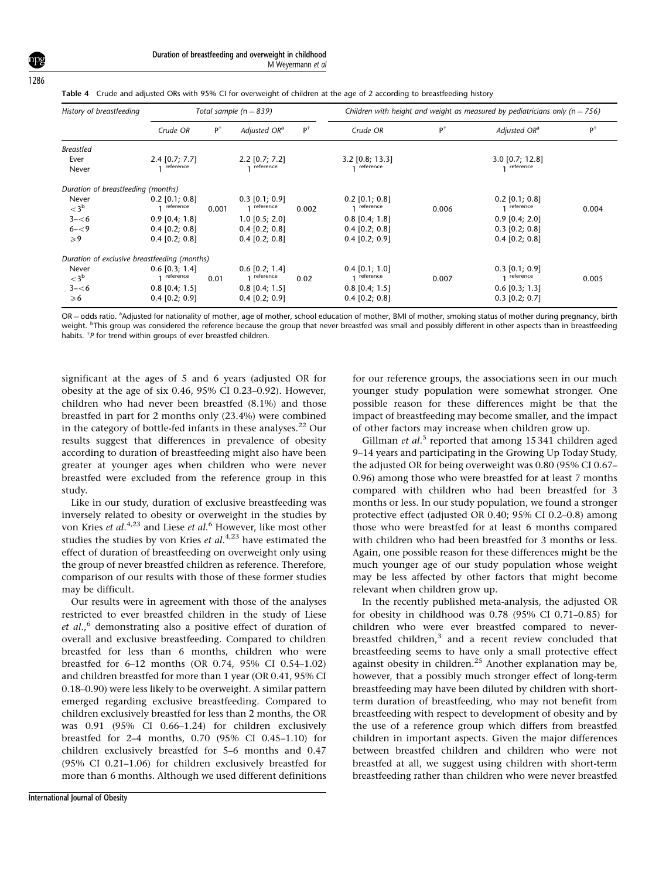**Table 4** Crude and adjusted ORs with 95% CI for overweight of children at the age of 2 according to breastfeeding history

| History of breastfeeding | Total sample (n = 839) | | | | Children with height and weight as measured by pediatricians only (n = 756) | | | |
|---|---|---|---|---|---|---|---|---|
| | Crude OR | P[†] | Adjusted OR[a] | P[†] | Crude OR | P[†] | Adjusted OR[a] | P[†] |
| *Breastfed* | | | | | | | | |
| Ever | 2.4 [0.7; 7.7] | | 2.2 [0.7; 7.2] | | 3.2 [0.8; 13.3] | | 3.0 [0.7; 12.8] | |
| Never | 1 reference | | 1 reference | | 1 reference | | 1 reference | |
| *Duration of breastfeeding (months)* | | | | | | | | |
| Never | 0.2 [0.1; 0.8] | | 0.3 [0.1; 0.9] | | 0.2 [0.1; 0.8] | | 0.2 [0.1; 0.8] | |
| <3[b] | 1 reference | 0.001 | 1 reference | 0.002 | 1 reference | 0.006 | 1 reference | 0.004 |
| 3–<6 | 0.9 [0.4; 1.8] | | 1.0 [0.5; 2.0] | | 0.8 [0.4; 1.8] | | 0.9 [0.4; 2.0] | |
| 6–<9 | 0.4 [0.2; 0.8] | | 0.4 [0.2; 0.8] | | 0.4 [0.2; 0.8] | | 0.3 [0.2; 0.8] | |
| ⩾9 | 0.4 [0.2; 0.8] | | 0.4 [0.2; 0.8] | | 0.4 [0.2; 0.9] | | 0.4 [0.2; 0.8] | |
| *Duration of exclusive breastfeeding (months)* | | | | | | | | |
| Never | 0.6 [0.3; 1.4] | | 0.6 [0.2; 1.4] | | 0.4 [0.1; 1.0] | | 0.3 [0.1; 0.9] | |
| <3[b] | 1 reference | 0.01 | 1 reference | 0.02 | 1 reference | 0.007 | 1 reference | 0.005 |
| 3–<6 | 0.8 [0.4; 1.5] | | 0.8 [0.4; 1.5] | | 0.8 [0.4; 1.5] | | 0.6 [0.3; 1.3] | |
| ⩾6 | 0.4 [0.2; 0.9] | | 0.4 [0.2; 0.9] | | 0.4 [0.2; 0.8] | | 0.3 [0.2; 0.7] | |

OR = odds ratio. [a]Adjusted for nationality of mother, age of mother, school education of mother, BMI of mother, smoking status of mother during pregnancy, birth weight. [b]This group was considered the reference because the group that never breastfed was small and possibly different in other aspects than in breastfeeding habits. [†]*P* for trend within groups of ever breastfed children.

significant at the ages of 5 and 6 years (adjusted OR for obesity at the age of six 0.46, 95% CI 0.23–0.92). However, children who had never been breastfed (8.1%) and those breastfed in part for 2 months only (23.4%) were combined in the category of bottle-fed infants in these analyses.[22] Our results suggest that differences in prevalence of obesity according to duration of breastfeeding might also have been greater at younger ages when children who were never breastfed were excluded from the reference group in this study.

Like in our study, duration of exclusive breastfeeding was inversely related to obesity or overweight in the studies by von Kries *et al.*[4,23] and Liese *et al.*[6] However, like most other studies the studies by von Kries *et al.*[4,23] have estimated the effect of duration of breastfeeding on overweight only using the group of never breastfed children as reference. Therefore, comparison of our results with those of these former studies may be difficult.

Our results were in agreement with those of the analyses restricted to ever breastfed children in the study of Liese *et al.*,[6] demonstrating also a positive effect of duration of overall and exclusive breastfeeding. Compared to children breastfed for less than 6 months, children who were breastfed for 6–12 months (OR 0.74, 95% CI 0.54–1.02) and children breastfed for more than 1 year (OR 0.41, 95% CI 0.18–0.90) were less likely to be overweight. A similar pattern emerged regarding exclusive breastfeeding. Compared to children exclusively breastfed for less than 2 months, the OR was 0.91 (95% CI 0.66–1.24) for children exclusively breastfed for 2–4 months, 0.70 (95% CI 0.45–1.10) for children exclusively breastfed for 5–6 months and 0.47 (95% CI 0.21–1.06) for children exclusively breastfed for more than 6 months. Although we used different definitions for our reference groups, the associations seen in our much younger study population were somewhat stronger. One possible reason for these differences might be that the impact of breastfeeding may become smaller, and the impact of other factors may increase when children grow up.

Gillman *et al.*[5] reported that among 15 341 children aged 9–14 years and participating in the Growing Up Today Study, the adjusted OR for being overweight was 0.80 (95% CI 0.67–0.96) among those who were breastfed for at least 7 months compared with children who had been breastfed for 3 months or less. In our study population, we found a stronger protective effect (adjusted OR 0.40; 95% CI 0.2–0.8) among those who were breastfed for at least 6 months compared with children who had been breastfed for 3 months or less. Again, one possible reason for these differences might be the much younger age of our study population whose weight may be less affected by other factors that might become relevant when children grow up.

In the recently published meta-analysis, the adjusted OR for obesity in childhood was 0.78 (95% CI 0.71–0.85) for children who were ever breastfed compared to never-breastfed children,[3] and a recent review concluded that breastfeeding seems to have only a small protective effect against obesity in children.[25] Another explanation may be, however, that a possibly much stronger effect of long-term breastfeeding may have been diluted by children with short-term duration of breastfeeding, who may not benefit from breastfeeding with respect to development of obesity and by the use of a reference group which differs from breastfed children in important aspects. Given the major differences between breastfed children and children who were not breastfed at all, we suggest using children with short-term breastfeeding rather than children who were never breastfed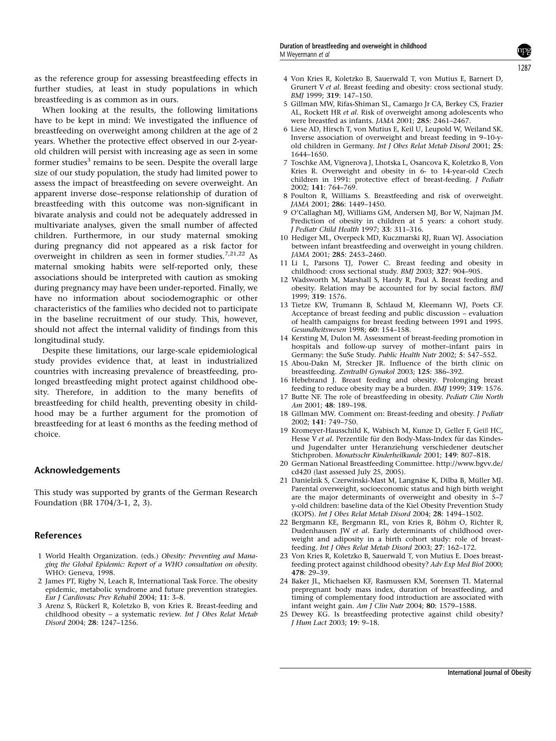as the reference group for assessing breastfeeding effects in further studies, at least in study populations in which breastfeeding is as common as in ours.

When looking at the results, the following limitations have to be kept in mind: We investigated the influence of breastfeeding on overweight among children at the age of 2 years. Whether the protective effect observed in our 2-year-old children will persist with increasing age as seen in some former studies[3] remains to be seen. Despite the overall large size of our study population, the study had limited power to assess the impact of breastfeeding on severe overweight. An apparent inverse dose–response relationship of duration of breastfeeding with this outcome was non-significant in bivarate analysis and could not be adequately addressed in multivariate analyses, given the small number of affected children. Furthermore, in our study maternal smoking during pregnancy did not appeared as a risk factor for overweight in children as seen in former studies.[7,21,22] As maternal smoking habits were self-reported only, these associations should be interpreted with caution as smoking during pregnancy may have been under-reported. Finally, we have no information about sociodemographic or other characteristics of the families who decided not to participate in the baseline recruitment of our study. This, however, should not affect the internal validity of findings from this longitudinal study.

Despite these limitations, our large-scale epidemiological study provides evidence that, at least in industrialized countries with increasing prevalence of breastfeeding, prolonged breastfeeding might protect against childhood obesity. Therefore, in addition to the many benefits of breastfeeding for child health, preventing obesity in childhood may be a further argument for the promotion of breastfeeding for at least 6 months as the feeding method of choice.

## Acknowledgements

This study was supported by grants of the German Research Foundation (BR 1704/3-1, 2, 3).

## References

1 World Health Organization. (eds.) *Obesity: Preventing and Managing the Global Epidemic: Report of a WHO consultation on obesity.* WHO: Geneva, 1998.

2 James PT, Rigby N, Leach R, International Task Force. The obesity epidemic, metabolic syndrome and future prevention strategies. *Eur J Cardiovasc Prev Rehabil* 2004; **11**: 3–8.

3 Arenz S, Rückerl R, Koletzko B, von Kries R. Breast-feeding and childhood obesity – a systematic review. *Int J Obes Relat Metab Disord* 2004; **28**: 1247–1256.

4 Von Kries R, Koletzko B, Sauerwald T, von Mutius E, Barnert D, Grunert V *et al*. Breast feeding and obesity: cross sectional study. *BMJ* 1999; **319**: 147–150.

5 Gillman MW, Rifas-Shiman SL, Camargo Jr CA, Berkey CS, Frazier AL, Rockett HR *et al*. Risk of overweight among adolescents who were breastfed as infants. *JAMA* 2001; **285**: 2461–2467.

6 Liese AD, Hirsch T, von Mutius E, Keil U, Leupold W, Weiland SK. Inverse association of overweight and breast feeding in 9–10-y-old children in Germany. *Int J Obes Relat Metab Disord* 2001; **25**: 1644–1650.

7 Toschke AM, Vignerova J, Lhotska L, Osancova K, Koletzko B, Von Kries R. Overweight and obesity in 6- to 14-year-old Czech children in 1991: protective effect of breast-feeding. *J Pediatr* 2002; **141**: 764–769.

8 Poulton R, Williams S. Breastfeeding and risk of overweight. *JAMA* 2001; **286**: 1449–1450.

9 O'Callaghan MJ, Williams GM, Andersen MJ, Bor W, Najman JM. Prediction of obesity in children at 5 years: a cohort study. *J Pediatr Child Health* 1997; **33**: 311–316.

10 Hediger ML, Overpeck MD, Kuczmarski RJ, Ruan WJ. Association between infant breastfeeding and overweight in young children. *JAMA* 2001; **285**: 2453–2460.

11 Li L, Parsons TJ, Power C. Breast feeding and obesity in childhood: cross sectional study. *BMJ* 2003; **327**: 904–905.

12 Wadsworth M, Marshall S, Hardy R, Paul A. Breast feeding and obesity. Relation may be accounted for by social factors. *BMJ* 1999; **319**: 1576.

13 Tietze KW, Trumann B, Schlaud M, Kleemann WJ, Poets CF. Acceptance of breast feeding and public discussion – evaluation of health campaigns for breast feeding between 1991 and 1995. *Gesundheitswesen* 1998; **60**: 154–158.

14 Kersting M, Dulon M. Assessment of breast-feeding promotion in hospitals and follow-up survey of mother–infant pairs in Germany: the SuSe Study. *Public Health Nutr* 2002; **5**: 547–552.

15 Abou-Dakn M, Strecker JR. Influence of the birth clinic on breastfeeding. *Zentralbl Gynakol* 2003; **125**: 386–392.

16 Hebebrand J. Breast feeding and obesity. Prolonging breast feeding to reduce obesity may be a burden. *BMJ* 1999; **319**: 1576.

17 Butte NF. The role of breastfeeding in obesity. *Pediatr Clin North Am* 2001; **48**: 189–198.

18 Gillman MW. Comment on: Breast-feeding and obesity. *J Pediatr* 2002; **141**: 749–750.

19 Kromeyer-Hausschild K, Wabisch M, Kunze D, Geller F, Geiß HC, Hesse V *et al*. Perzentile für den Body-Mass-Index für das Kindes- und Jugendalter unter Heranziehung verschiedener deutscher Stichproben. *Monatsschr Kinderheilkunde* 2001; **149**: 807–818.

20 German National Breastfeeding Committee. http://www.bgvv.de/cd420 (last assessed July 25, 2005).

21 Danielzik S, Czerwinski-Mast M, Langnäse K, Dilba B, Müller MJ. Parental overweight, socioeconomic status and high birth weight are the major determinants of overweight and obesity in 5–7 y-old children: baseline data of the Kiel Obesity Prevention Study (KOPS). *Int J Obes Relat Metab Disord* 2004; **28**: 1494–1502.

22 Bergmann KE, Bergmann RL, von Kries R, Böhm O, Richter R, Dudenhausen JW *et al*. Early determinants of childhood overweight and adiposity in a birth cohort study: role of breast-feeding. *Int J Obes Relat Metab Disord* 2003; **27**: 162–172.

23 Von Kries R, Koletzko B, Sauerwald T, von Mutius E. Does breast-feeding protect against childhood obesity? *Adv Exp Med Biol* 2000; **478**: 29–39.

24 Baker JL, Michaelsen KF, Rasmussen KM, Sorensen TI. Maternal prepregnant body mass index, duration of breastfeeding, and timing of complementary food introduction are associated with infant weight gain. *Am J Clin Nutr* 2004; **80**: 1579–1588.

25 Dewey KG. Is breastfeeding protective against child obesity? *J Hum Lact* 2003; **19**: 9–18.